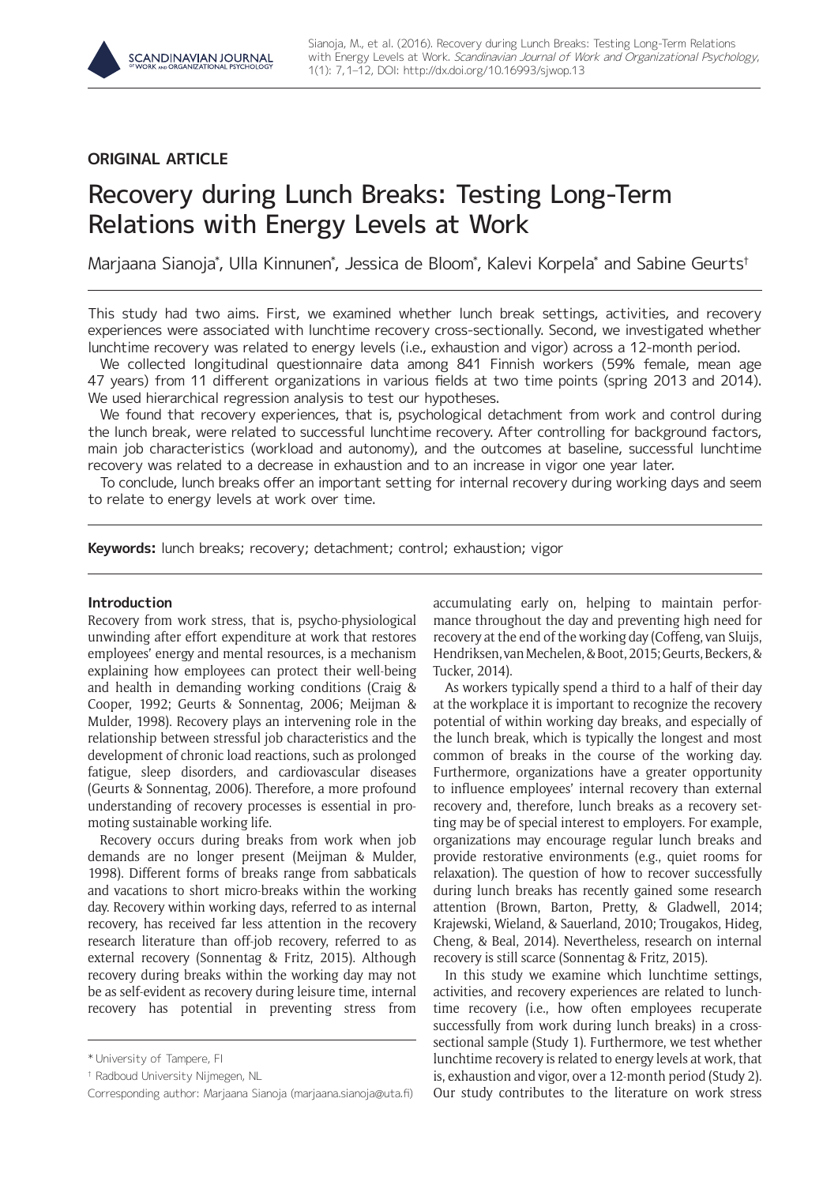ORIGINAL ARTICLE

# Recovery during Lunch Breaks: Testing Long-Term Relations with Energy Levels at Work

Marjaana Sianoja*, Ulla Kinnunen*, Jessica de Bloom*, Kalevi Korpela* and Sabine Geurts†

This study had two aims. First, we examined whether lunch break settings, activities, and recovery experiences were associated with lunchtime recovery cross-sectionally. Second, we investigated whether lunchtime recovery was related to energy levels (i.e., exhaustion and vigor) across a 12-month period.

We collected longitudinal questionnaire data among 841 Finnish workers (59% female, mean age 47 years) from 11 different organizations in various fields at two time points (spring 2013 and 2014). We used hierarchical regression analysis to test our hypotheses.

We found that recovery experiences, that is, psychological detachment from work and control during the lunch break, were related to successful lunchtime recovery. After controlling for background factors, main job characteristics (workload and autonomy), and the outcomes at baseline, successful lunchtime recovery was related to a decrease in exhaustion and to an increase in vigor one year later.

To conclude, lunch breaks offer an important setting for internal recovery during working days and seem to relate to energy levels at work over time.

**Keywords:** lunch breaks; recovery; detachment; control; exhaustion; vigor

## Introduction

Recovery from work stress, that is, psycho-physiological unwinding after effort expenditure at work that restores employees' energy and mental resources, is a mechanism explaining how employees can protect their well-being and health in demanding working conditions (Craig & Cooper, 1992; Geurts & Sonnentag, 2006; Meijman & Mulder, 1998). Recovery plays an intervening role in the relationship between stressful job characteristics and the development of chronic load reactions, such as prolonged fatigue, sleep disorders, and cardiovascular diseases (Geurts & Sonnentag, 2006). Therefore, a more profound understanding of recovery processes is essential in promoting sustainable working life.

Recovery occurs during breaks from work when job demands are no longer present (Meijman & Mulder, 1998). Different forms of breaks range from sabbaticals and vacations to short micro-breaks within the working day. Recovery within working days, referred to as internal recovery, has received far less attention in the recovery research literature than off-job recovery, referred to as external recovery (Sonnentag & Fritz, 2015). Although recovery during breaks within the working day may not be as self-evident as recovery during leisure time, internal recovery has potential in preventing stress from accumulating early on, helping to maintain performance throughout the day and preventing high need for recovery at the end of the working day (Coffeng, van Sluijs, Hendriksen, van Mechelen, & Boot, 2015; Geurts, Beckers, & Tucker, 2014).

As workers typically spend a third to a half of their day at the workplace it is important to recognize the recovery potential of within working day breaks, and especially of the lunch break, which is typically the longest and most common of breaks in the course of the working day. Furthermore, organizations have a greater opportunity to influence employees' internal recovery than external recovery and, therefore, lunch breaks as a recovery setting may be of special interest to employers. For example, organizations may encourage regular lunch breaks and provide restorative environments (e.g., quiet rooms for relaxation). The question of how to recover successfully during lunch breaks has recently gained some research attention (Brown, Barton, Pretty, & Gladwell, 2014; Krajewski, Wieland, & Sauerland, 2010; Trougakos, Hideg, Cheng, & Beal, 2014). Nevertheless, research on internal recovery is still scarce (Sonnentag & Fritz, 2015).

In this study we examine which lunchtime settings, activities, and recovery experiences are related to lunchtime recovery (i.e., how often employees recuperate successfully from work during lunch breaks) in a cross-sectional sample (Study 1). Furthermore, we test whether lunchtime recovery is related to energy levels at work, that is, exhaustion and vigor, over a 12-month period (Study 2). Our study contributes to the literature on work stress

* University of Tampere, FI

† Radboud University Nijmegen, NL

Corresponding author: Marjaana Sianoja (marjaana.sianoja@uta.fi)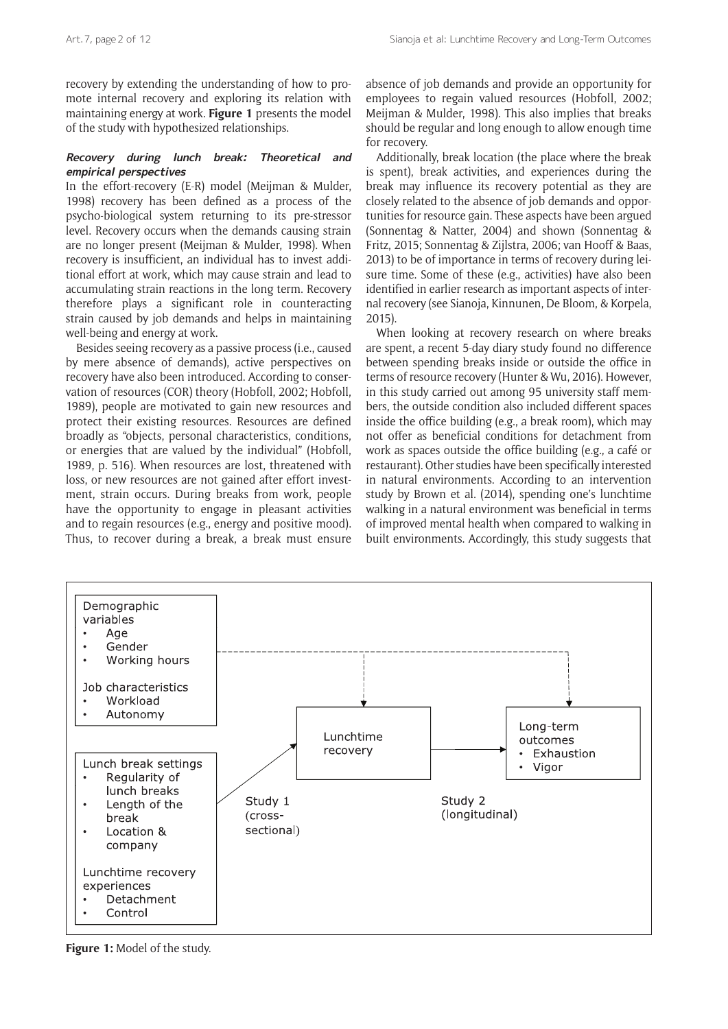recovery by extending the understanding of how to promote internal recovery and exploring its relation with maintaining energy at work. **Figure 1** presents the model of the study with hypothesized relationships.

### *Recovery during lunch break: Theoretical and empirical perspectives*

In the effort-recovery (E-R) model (Meijman & Mulder, 1998) recovery has been defined as a process of the psycho-biological system returning to its pre-stressor level. Recovery occurs when the demands causing strain are no longer present (Meijman & Mulder, 1998). When recovery is insufficient, an individual has to invest additional effort at work, which may cause strain and lead to accumulating strain reactions in the long term. Recovery therefore plays a significant role in counteracting strain caused by job demands and helps in maintaining well-being and energy at work.

Besides seeing recovery as a passive process (i.e., caused by mere absence of demands), active perspectives on recovery have also been introduced. According to conservation of resources (COR) theory (Hobfoll, 2002; Hobfoll, 1989), people are motivated to gain new resources and protect their existing resources. Resources are defined broadly as "objects, personal characteristics, conditions, or energies that are valued by the individual" (Hobfoll, 1989, p. 516). When resources are lost, threatened with loss, or new resources are not gained after effort investment, strain occurs. During breaks from work, people have the opportunity to engage in pleasant activities and to regain resources (e.g., energy and positive mood). Thus, to recover during a break, a break must ensure absence of job demands and provide an opportunity for employees to regain valued resources (Hobfoll, 2002; Meijman & Mulder, 1998). This also implies that breaks should be regular and long enough to allow enough time for recovery.

Additionally, break location (the place where the break is spent), break activities, and experiences during the break may influence its recovery potential as they are closely related to the absence of job demands and opportunities for resource gain. These aspects have been argued (Sonnentag & Natter, 2004) and shown (Sonnentag & Fritz, 2015; Sonnentag & Zijlstra, 2006; van Hooff & Baas, 2013) to be of importance in terms of recovery during leisure time. Some of these (e.g., activities) have also been identified in earlier research as important aspects of internal recovery (see Sianoja, Kinnunen, De Bloom, & Korpela, 2015).

When looking at recovery research on where breaks are spent, a recent 5-day diary study found no difference between spending breaks inside or outside the office in terms of resource recovery (Hunter & Wu, 2016). However, in this study carried out among 95 university staff members, the outside condition also included different spaces inside the office building (e.g., a break room), which may not offer as beneficial conditions for detachment from work as spaces outside the office building (e.g., a café or restaurant). Other studies have been specifically interested in natural environments. According to an intervention study by Brown et al. (2014), spending one's lunchtime walking in a natural environment was beneficial in terms of improved mental health when compared to walking in built environments. Accordingly, this study suggests that

Demographic variables
- Age
- Gender
- Working hours

Job characteristics
- Workload
- Autonomy

Lunch break settings
- Regularity of lunch breaks
- Length of the break
- Location & company

Lunchtime recovery experiences
- Detachment
- Control

Study 1 (cross-sectional) → Lunchtime recovery → Study 2 (longitudinal) → Long-term outcomes
- Exhaustion
- Vigor

**Figure 1:** Model of the study.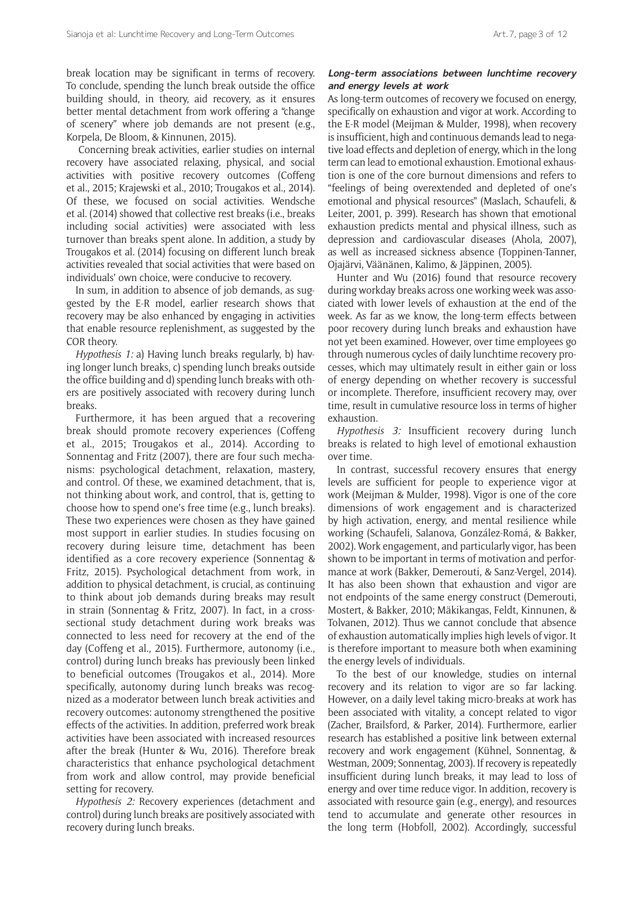break location may be significant in terms of recovery. To conclude, spending the lunch break outside the office building should, in theory, aid recovery, as it ensures better mental detachment from work offering a "change of scenery" where job demands are not present (e.g., Korpela, De Bloom, & Kinnunen, 2015).

Concerning break activities, earlier studies on internal recovery have associated relaxing, physical, and social activities with positive recovery outcomes (Coffeng et al., 2015; Krajewski et al., 2010; Trougakos et al., 2014). Of these, we focused on social activities. Wendsche et al. (2014) showed that collective rest breaks (i.e., breaks including social activities) were associated with less turnover than breaks spent alone. In addition, a study by Trougakos et al. (2014) focusing on different lunch break activities revealed that social activities that were based on individuals' own choice, were conducive to recovery.

In sum, in addition to absence of job demands, as suggested by the E-R model, earlier research shows that recovery may be also enhanced by engaging in activities that enable resource replenishment, as suggested by the COR theory.

*Hypothesis 1:* a) Having lunch breaks regularly, b) having longer lunch breaks, c) spending lunch breaks outside the office building and d) spending lunch breaks with others are positively associated with recovery during lunch breaks.

Furthermore, it has been argued that a recovering break should promote recovery experiences (Coffeng et al., 2015; Trougakos et al., 2014). According to Sonnentag and Fritz (2007), there are four such mechanisms: psychological detachment, relaxation, mastery, and control. Of these, we examined detachment, that is, not thinking about work, and control, that is, getting to choose how to spend one's free time (e.g., lunch breaks). These two experiences were chosen as they have gained most support in earlier studies. In studies focusing on recovery during leisure time, detachment has been identified as a core recovery experience (Sonnentag & Fritz, 2015). Psychological detachment from work, in addition to physical detachment, is crucial, as continuing to think about job demands during breaks may result in strain (Sonnentag & Fritz, 2007). In fact, in a cross-sectional study detachment during work breaks was connected to less need for recovery at the end of the day (Coffeng et al., 2015). Furthermore, autonomy (i.e., control) during lunch breaks has previously been linked to beneficial outcomes (Trougakos et al., 2014). More specifically, autonomy during lunch breaks was recognized as a moderator between lunch break activities and recovery outcomes: autonomy strengthened the positive effects of the activities. In addition, preferred work break activities have been associated with increased resources after the break (Hunter & Wu, 2016). Therefore break characteristics that enhance psychological detachment from work and allow control, may provide beneficial setting for recovery.

*Hypothesis 2:* Recovery experiences (detachment and control) during lunch breaks are positively associated with recovery during lunch breaks.

### ***Long-term associations between lunchtime recovery and energy levels at work***

As long-term outcomes of recovery we focused on energy, specifically on exhaustion and vigor at work. According to the E-R model (Meijman & Mulder, 1998), when recovery is insufficient, high and continuous demands lead to negative load effects and depletion of energy, which in the long term can lead to emotional exhaustion. Emotional exhaustion is one of the core burnout dimensions and refers to "feelings of being overextended and depleted of one's emotional and physical resources" (Maslach, Schaufeli, & Leiter, 2001, p. 399). Research has shown that emotional exhaustion predicts mental and physical illness, such as depression and cardiovascular diseases (Ahola, 2007), as well as increased sickness absence (Toppinen-Tanner, Ojajärvi, Väänänen, Kalimo, & Jäppinen, 2005).

Hunter and Wu (2016) found that resource recovery during workday breaks across one working week was associated with lower levels of exhaustion at the end of the week. As far as we know, the long-term effects between poor recovery during lunch breaks and exhaustion have not yet been examined. However, over time employees go through numerous cycles of daily lunchtime recovery processes, which may ultimately result in either gain or loss of energy depending on whether recovery is successful or incomplete. Therefore, insufficient recovery may, over time, result in cumulative resource loss in terms of higher exhaustion.

*Hypothesis 3:* Insufficient recovery during lunch breaks is related to high level of emotional exhaustion over time.

In contrast, successful recovery ensures that energy levels are sufficient for people to experience vigor at work (Meijman & Mulder, 1998). Vigor is one of the core dimensions of work engagement and is characterized by high activation, energy, and mental resilience while working (Schaufeli, Salanova, González-Romá, & Bakker, 2002). Work engagement, and particularly vigor, has been shown to be important in terms of motivation and performance at work (Bakker, Demerouti, & Sanz-Vergel, 2014). It has also been shown that exhaustion and vigor are not endpoints of the same energy construct (Demerouti, Mostert, & Bakker, 2010; Mäkikangas, Feldt, Kinnunen, & Tolvanen, 2012). Thus we cannot conclude that absence of exhaustion automatically implies high levels of vigor. It is therefore important to measure both when examining the energy levels of individuals.

To the best of our knowledge, studies on internal recovery and its relation to vigor are so far lacking. However, on a daily level taking micro-breaks at work has been associated with vitality, a concept related to vigor (Zacher, Brailsford, & Parker, 2014). Furthermore, earlier research has established a positive link between external recovery and work engagement (Kühnel, Sonnentag, & Westman, 2009; Sonnentag, 2003). If recovery is repeatedly insufficient during lunch breaks, it may lead to loss of energy and over time reduce vigor. In addition, recovery is associated with resource gain (e.g., energy), and resources tend to accumulate and generate other resources in the long term (Hobfoll, 2002). Accordingly, successful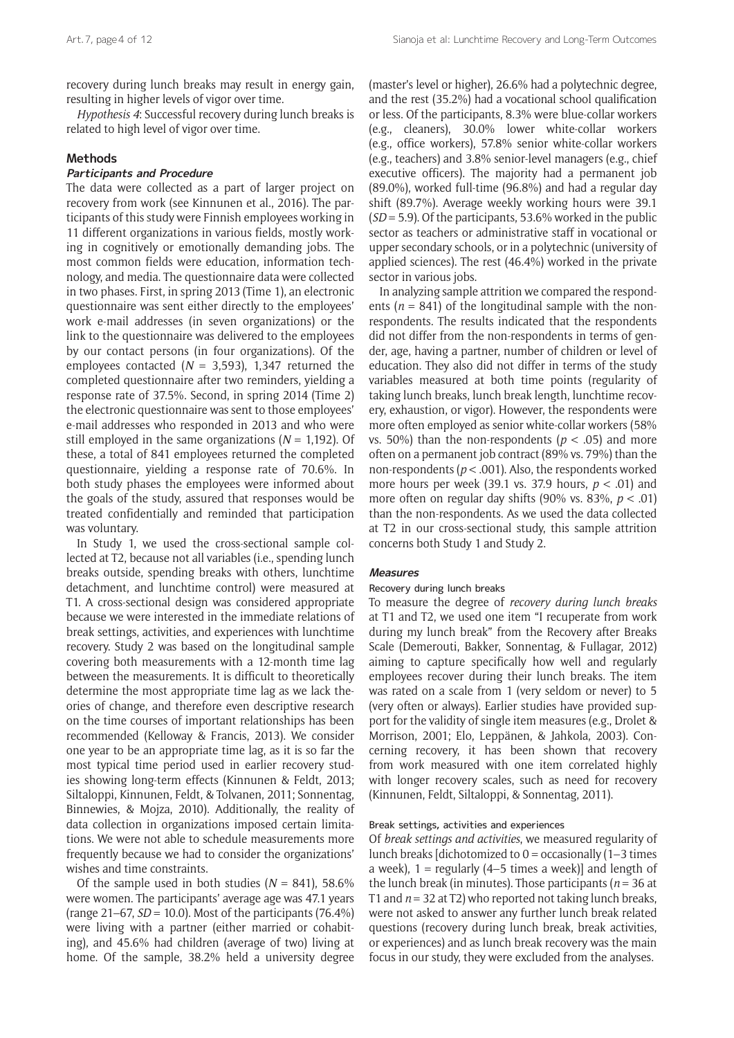recovery during lunch breaks may result in energy gain, resulting in higher levels of vigor over time.

*Hypothesis 4*: Successful recovery during lunch breaks is related to high level of vigor over time.

## Methods

### Participants and Procedure

The data were collected as a part of larger project on recovery from work (see Kinnunen et al., 2016). The participants of this study were Finnish employees working in 11 different organizations in various fields, mostly working in cognitively or emotionally demanding jobs. The most common fields were education, information technology, and media. The questionnaire data were collected in two phases. First, in spring 2013 (Time 1), an electronic questionnaire was sent either directly to the employees' work e-mail addresses (in seven organizations) or the link to the questionnaire was delivered to the employees by our contact persons (in four organizations). Of the employees contacted ($N$ = 3,593), 1,347 returned the completed questionnaire after two reminders, yielding a response rate of 37.5%. Second, in spring 2014 (Time 2) the electronic questionnaire was sent to those employees' e-mail addresses who responded in 2013 and who were still employed in the same organizations ($N$ = 1,192). Of these, a total of 841 employees returned the completed questionnaire, yielding a response rate of 70.6%. In both study phases the employees were informed about the goals of the study, assured that responses would be treated confidentially and reminded that participation was voluntary.

In Study 1, we used the cross-sectional sample collected at T2, because not all variables (i.e., spending lunch breaks outside, spending breaks with others, lunchtime detachment, and lunchtime control) were measured at T1. A cross-sectional design was considered appropriate because we were interested in the immediate relations of break settings, activities, and experiences with lunchtime recovery. Study 2 was based on the longitudinal sample covering both measurements with a 12-month time lag between the measurements. It is difficult to theoretically determine the most appropriate time lag as we lack theories of change, and therefore even descriptive research on the time courses of important relationships has been recommended (Kelloway & Francis, 2013). We consider one year to be an appropriate time lag, as it is so far the most typical time period used in earlier recovery studies showing long-term effects (Kinnunen & Feldt, 2013; Siltaloppi, Kinnunen, Feldt, & Tolvanen, 2011; Sonnentag, Binnewies, & Mojza, 2010). Additionally, the reality of data collection in organizations imposed certain limitations. We were not able to schedule measurements more frequently because we had to consider the organizations' wishes and time constraints.

Of the sample used in both studies ($N$ = 841), 58.6% were women. The participants' average age was 47.1 years (range 21–67, $SD$ = 10.0). Most of the participants (76.4%) were living with a partner (either married or cohabiting), and 45.6% had children (average of two) living at home. Of the sample, 38.2% held a university degree (master's level or higher), 26.6% had a polytechnic degree, and the rest (35.2%) had a vocational school qualification or less. Of the participants, 8.3% were blue-collar workers (e.g., cleaners), 30.0% lower white-collar workers (e.g., office workers), 57.8% senior white-collar workers (e.g., teachers) and 3.8% senior-level managers (e.g., chief executive officers). The majority had a permanent job (89.0%), worked full-time (96.8%) and had a regular day shift (89.7%). Average weekly working hours were 39.1 ($SD$ = 5.9). Of the participants, 53.6% worked in the public sector as teachers or administrative staff in vocational or upper secondary schools, or in a polytechnic (university of applied sciences). The rest (46.4%) worked in the private sector in various jobs.

In analyzing sample attrition we compared the respondents ($n$ = 841) of the longitudinal sample with the non-respondents. The results indicated that the respondents did not differ from the non-respondents in terms of gender, age, having a partner, number of children or level of education. They also did not differ in terms of the study variables measured at both time points (regularity of taking lunch breaks, lunch break length, lunchtime recovery, exhaustion, or vigor). However, the respondents were more often employed as senior white-collar workers (58% vs. 50%) than the non-respondents ($p < .05$) and more often on a permanent job contract (89% vs. 79%) than the non-respondents ($p < .001$). Also, the respondents worked more hours per week (39.1 vs. 37.9 hours, $p < .01$) and more often on regular day shifts (90% vs. 83%, $p < .01$) than the non-respondents. As we used the data collected at T2 in our cross-sectional study, this sample attrition concerns both Study 1 and Study 2.

### Measures

#### Recovery during lunch breaks

To measure the degree of *recovery during lunch breaks* at T1 and T2, we used one item "I recuperate from work during my lunch break" from the Recovery after Breaks Scale (Demerouti, Bakker, Sonnentag, & Fullagar, 2012) aiming to capture specifically how well and regularly employees recover during their lunch breaks. The item was rated on a scale from 1 (very seldom or never) to 5 (very often or always). Earlier studies have provided support for the validity of single item measures (e.g., Drolet & Morrison, 2001; Elo, Leppänen, & Jahkola, 2003). Concerning recovery, it has been shown that recovery from work measured with one item correlated highly with longer recovery scales, such as need for recovery (Kinnunen, Feldt, Siltaloppi, & Sonnentag, 2011).

#### Break settings, activities and experiences

Of *break settings and activities*, we measured regularity of lunch breaks [dichotomized to 0 = occasionally (1–3 times a week), 1 = regularly (4–5 times a week)] and length of the lunch break (in minutes). Those participants ($n$ = 36 at T1 and $n$ = 32 at T2) who reported not taking lunch breaks, were not asked to answer any further lunch break related questions (recovery during lunch break, break activities, or experiences) and as lunch break recovery was the main focus in our study, they were excluded from the analyses.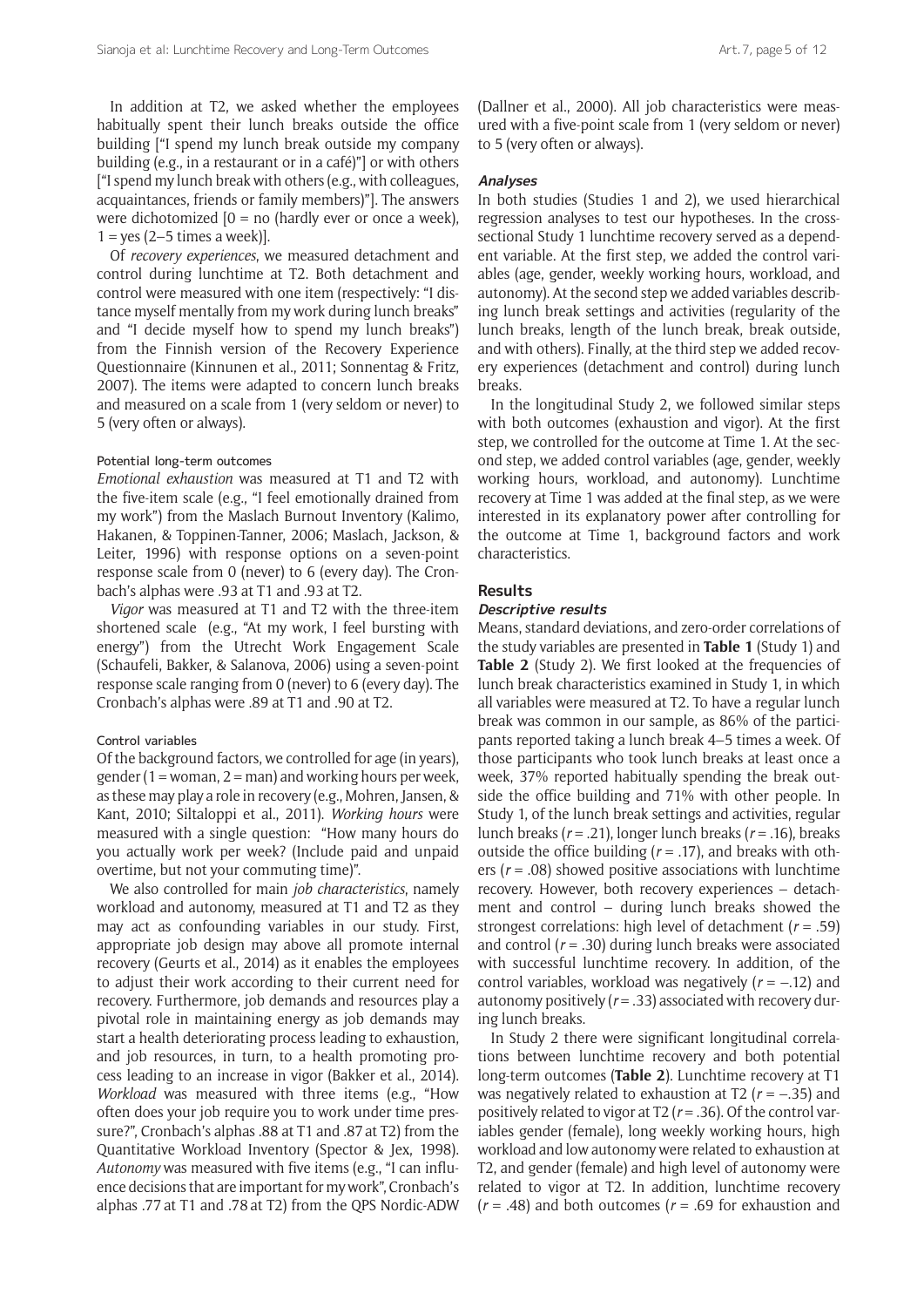In addition at T2, we asked whether the employees habitually spent their lunch breaks outside the office building ["I spend my lunch break outside my company building (e.g., in a restaurant or in a café)"] or with others ["I spend my lunch break with others (e.g., with colleagues, acquaintances, friends or family members)"]. The answers were dichotomized [0 = no (hardly ever or once a week), 1 = yes (2–5 times a week)].

Of *recovery experiences*, we measured detachment and control during lunchtime at T2. Both detachment and control were measured with one item (respectively: "I distance myself mentally from my work during lunch breaks" and "I decide myself how to spend my lunch breaks") from the Finnish version of the Recovery Experience Questionnaire (Kinnunen et al., 2011; Sonnentag & Fritz, 2007). The items were adapted to concern lunch breaks and measured on a scale from 1 (very seldom or never) to 5 (very often or always).

#### Potential long-term outcomes

*Emotional exhaustion* was measured at T1 and T2 with the five-item scale (e.g., "I feel emotionally drained from my work") from the Maslach Burnout Inventory (Kalimo, Hakanen, & Toppinen-Tanner, 2006; Maslach, Jackson, & Leiter, 1996) with response options on a seven-point response scale from 0 (never) to 6 (every day). The Cronbach's alphas were .93 at T1 and .93 at T2.

*Vigor* was measured at T1 and T2 with the three-item shortened scale (e.g., "At my work, I feel bursting with energy") from the Utrecht Work Engagement Scale (Schaufeli, Bakker, & Salanova, 2006) using a seven-point response scale ranging from 0 (never) to 6 (every day). The Cronbach's alphas were .89 at T1 and .90 at T2.

#### Control variables

Of the background factors, we controlled for age (in years), gender (1 = woman, 2 = man) and working hours per week, as these may play a role in recovery (e.g., Mohren, Jansen, & Kant, 2010; Siltaloppi et al., 2011). *Working hours* were measured with a single question: "How many hours do you actually work per week? (Include paid and unpaid overtime, but not your commuting time)".

We also controlled for main *job characteristics*, namely workload and autonomy, measured at T1 and T2 as they may act as confounding variables in our study. First, appropriate job design may above all promote internal recovery (Geurts et al., 2014) as it enables the employees to adjust their work according to their current need for recovery. Furthermore, job demands and resources play a pivotal role in maintaining energy as job demands may start a health deteriorating process leading to exhaustion, and job resources, in turn, to a health promoting process leading to an increase in vigor (Bakker et al., 2014). *Workload* was measured with three items (e.g., "How often does your job require you to work under time pressure?", Cronbach's alphas .88 at T1 and .87 at T2) from the Quantitative Workload Inventory (Spector & Jex, 1998). *Autonomy* was measured with five items (e.g., "I can influence decisions that are important for my work", Cronbach's alphas .77 at T1 and .78 at T2) from the QPS Nordic-ADW (Dallner et al., 2000). All job characteristics were measured with a five-point scale from 1 (very seldom or never) to 5 (very often or always).

### *Analyses*

In both studies (Studies 1 and 2), we used hierarchical regression analyses to test our hypotheses. In the cross-sectional Study 1 lunchtime recovery served as a dependent variable. At the first step, we added the control variables (age, gender, weekly working hours, workload, and autonomy). At the second step we added variables describing lunch break settings and activities (regularity of the lunch breaks, length of the lunch break, break outside, and with others). Finally, at the third step we added recovery experiences (detachment and control) during lunch breaks.

In the longitudinal Study 2, we followed similar steps with both outcomes (exhaustion and vigor). At the first step, we controlled for the outcome at Time 1. At the second step, we added control variables (age, gender, weekly working hours, workload, and autonomy). Lunchtime recovery at Time 1 was added at the final step, as we were interested in its explanatory power after controlling for the outcome at Time 1, background factors and work characteristics.

## Results

### *Descriptive results*

Means, standard deviations, and zero-order correlations of the study variables are presented in **Table 1** (Study 1) and **Table 2** (Study 2). We first looked at the frequencies of lunch break characteristics examined in Study 1, in which all variables were measured at T2. To have a regular lunch break was common in our sample, as 86% of the participants reported taking a lunch break 4–5 times a week. Of those participants who took lunch breaks at least once a week, 37% reported habitually spending the break outside the office building and 71% with other people. In Study 1, of the lunch break settings and activities, regular lunch breaks ($r = .21$), longer lunch breaks ($r = .16$), breaks outside the office building ($r = .17$), and breaks with others ($r = .08$) showed positive associations with lunchtime recovery. However, both recovery experiences – detachment and control – during lunch breaks showed the strongest correlations: high level of detachment ($r = .59$) and control ($r = .30$) during lunch breaks were associated with successful lunchtime recovery. In addition, of the control variables, workload was negatively ($r = -.12$) and autonomy positively ($r = .33$) associated with recovery during lunch breaks.

In Study 2 there were significant longitudinal correlations between lunchtime recovery and both potential long-term outcomes (**Table 2**). Lunchtime recovery at T1 was negatively related to exhaustion at T2 ($r = -.35$) and positively related to vigor at T2 ($r = .36$). Of the control variables gender (female), long weekly working hours, high workload and low autonomy were related to exhaustion at T2, and gender (female) and high level of autonomy were related to vigor at T2. In addition, lunchtime recovery ($r = .48$) and both outcomes ($r = .69$ for exhaustion and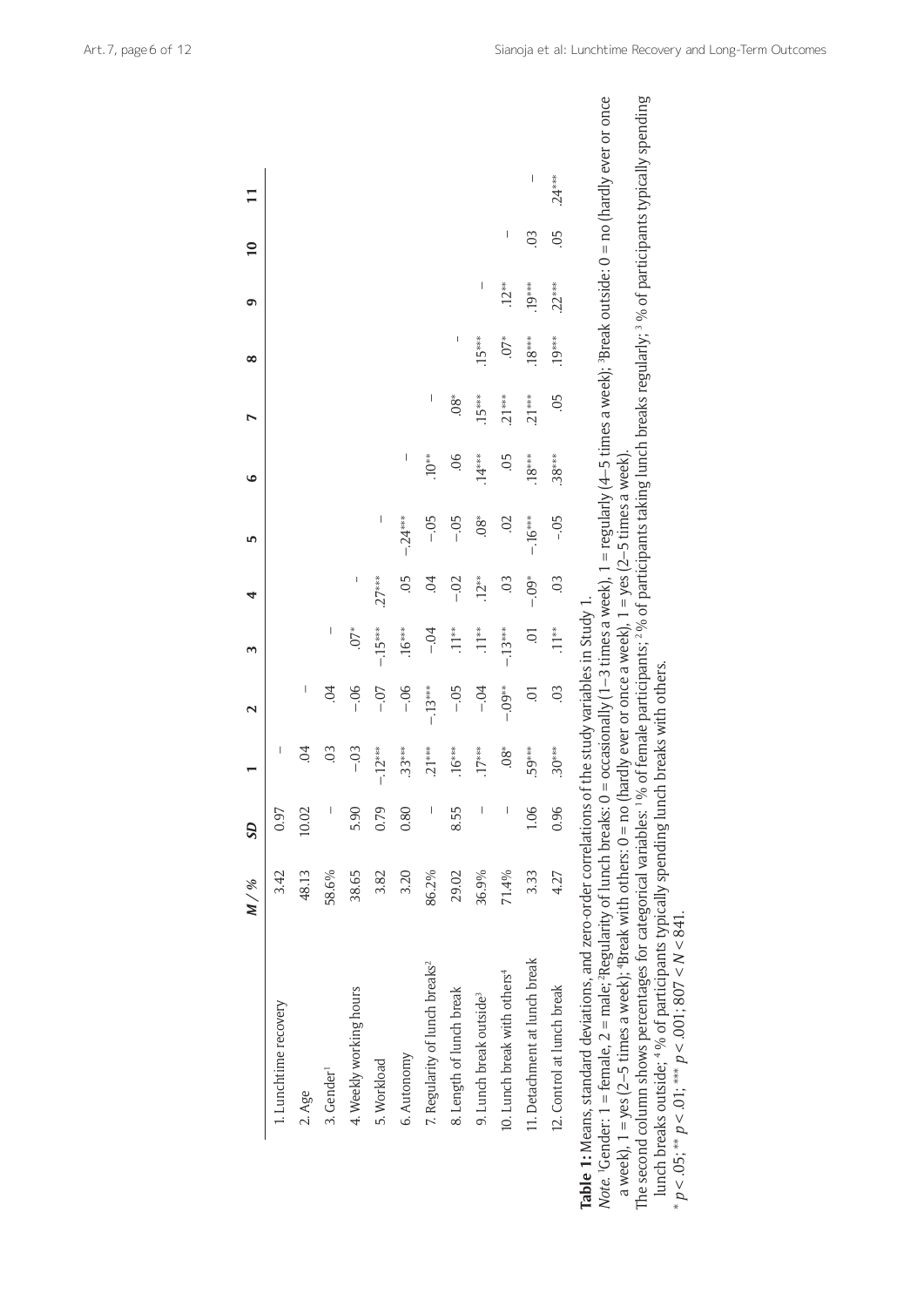| | *M* / % | *SD* | 1 | 2 | 3 | 4 | 5 | 6 | 7 | 8 | 9 | 10 | 11 |
|---|---|---|---|---|---|---|---|---|---|---|---|---|---|
| 1. Lunchtime recovery | 3.42 | 0.97 | – | | | | | | | | | | |
| 2. Age | 48.13 | 10.02 | .04 | – | | | | | | | | | |
| 3. Gender[1] | 58.6% | – | .03 | .04 | – | | | | | | | | |
| 4. Weekly working hours | 38.65 | 5.90 | –.03 | –.06 | .07* | – | | | | | | | |
| 5. Workload | 3.82 | 0.79 | –.12*** | –.07 | –.15*** | .27*** | – | | | | | | |
| 6. Autonomy | 3.20 | 0.80 | .33*** | –.06 | .16*** | .05 | –.24*** | – | | | | | |
| 7. Regularity of lunch breaks[2] | 86.2% | – | .21*** | –.13*** | –.04 | .04 | –.05 | .10** | – | | | | |
| 8. Length of lunch break | 29.02 | 8.55 | .16*** | –.05 | .11** | –.02 | –.05 | .06 | .08* | – | | | |
| 9. Lunch break outside[3] | 36.9% | – | .17*** | –.04 | .11** | .12** | .08* | .14*** | .15*** | .15*** | – | | |
| 10. Lunch break with others[4] | 71.4% | – | .08* | –.09** | –.13*** | .03 | .02 | .05 | .21*** | .07* | .12** | – | |
| 11. Detachment at lunch break | 3.33 | 1.06 | .59*** | .01 | .01 | –.09* | –.16*** | .18*** | .21*** | .18*** | .19*** | .03 | – |
| 12. Control at lunch break | 4.27 | 0.96 | .30*** | .03 | .11** | .03 | –.05 | .38*** | .05 | .19*** | .22*** | .05 | .24*** |

**Table 1:** Means, standard deviations, and zero-order correlations of the study variables in Study 1.

*Note.* [1]Gender: 1 = female, 2 = male; [2]Regularity of lunch breaks: 0 = occasionally (1–3 times a week), 1 = regularly (4–5 times a week); [3]Break outside: 0 = no (hardly ever or once a week), 1 = yes (2–5 times a week); [4]Break with others: 0 = no (hardly ever or once a week), 1 = yes (2–5 times a week).

The second column shows percentages for categorical variables: [1]% of female participants; [2]% of participants taking lunch breaks regularly; [3]% of participants typically spending lunch breaks outside; [4]% of participants typically spending lunch breaks with others.

* $p < .05$; ** $p < .01$; *** $p < .001$; $807 < N < 841$.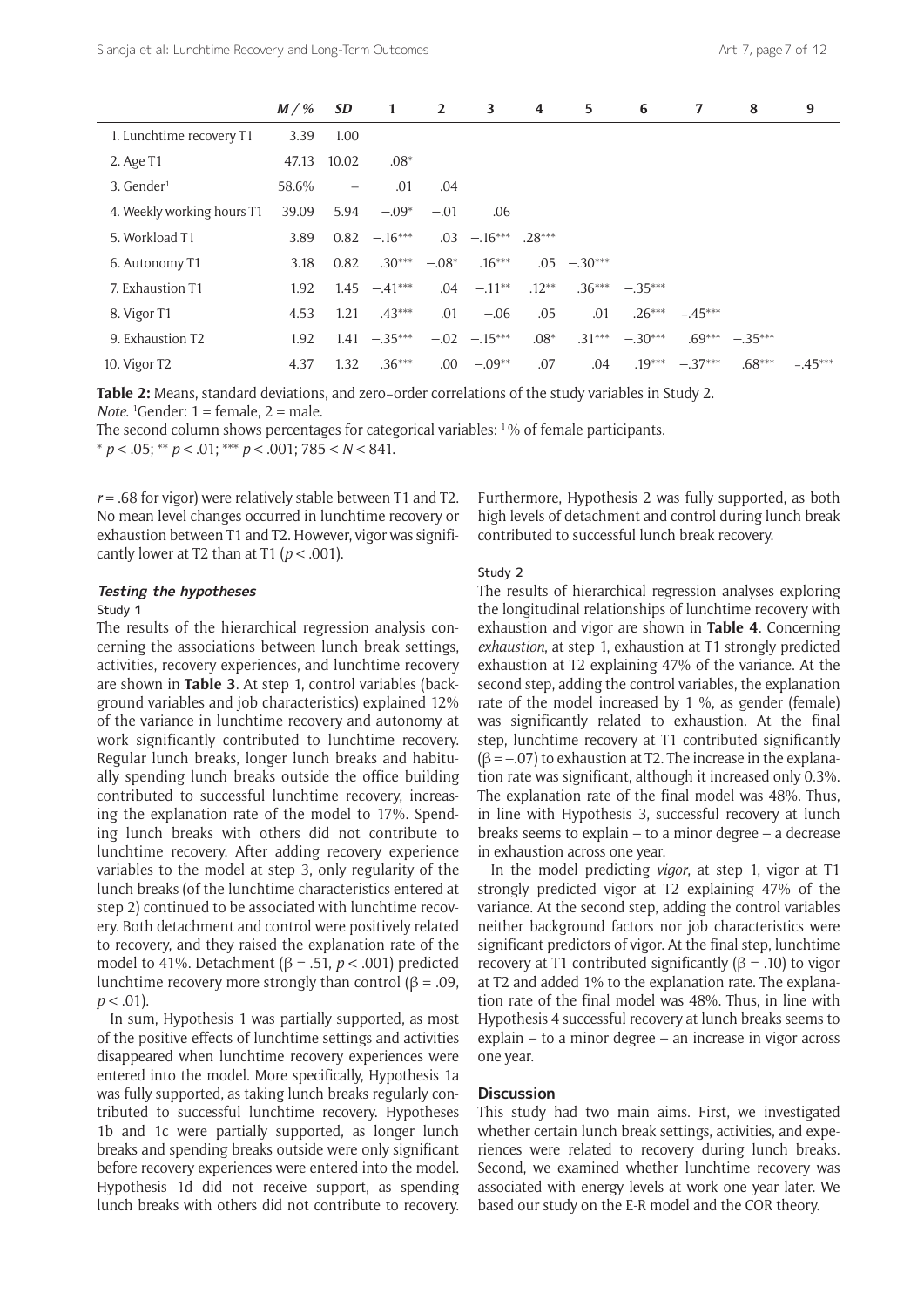| | *M* / % | *SD* | 1 | 2 | 3 | 4 | 5 | 6 | 7 | 8 | 9 |
|---|---|---|---|---|---|---|---|---|---|---|---|
| 1. Lunchtime recovery T1 | 3.39 | 1.00 | | | | | | | | | |
| 2. Age T1 | 47.13 | 10.02 | .08* | | | | | | | | |
| 3. Gender[1] | 58.6% | – | .01 | .04 | | | | | | | |
| 4. Weekly working hours T1 | 39.09 | 5.94 | −.09* | −.01 | .06 | | | | | | |
| 5. Workload T1 | 3.89 | 0.82 | −.16*** | .03 | −.16*** | .28*** | | | | | |
| 6. Autonomy T1 | 3.18 | 0.82 | .30*** | −.08* | .16*** | .05 | −.30*** | | | | |
| 7. Exhaustion T1 | 1.92 | 1.45 | −.41*** | .04 | −.11** | .12** | .36*** | −.35*** | | | |
| 8. Vigor T1 | 4.53 | 1.21 | .43*** | .01 | −.06 | .05 | .01 | .26*** | −.45*** | | |
| 9. Exhaustion T2 | 1.92 | 1.41 | −.35*** | −.02 | −.15*** | .08* | .31*** | −.30*** | .69*** | −.35*** | |
| 10. Vigor T2 | 4.37 | 1.32 | .36*** | .00 | −.09** | .07 | .04 | .19*** | −.37*** | .68*** | −.45*** |

**Table 2:** Means, standard deviations, and zero-order correlations of the study variables in Study 2.
*Note*. [1]Gender: 1 = female, 2 = male.
The second column shows percentages for categorical variables: [1] % of female participants.
* $p < .05$; ** $p < .01$; *** $p < .001$; $785 < N < 841$.

$r = .68$ for vigor) were relatively stable between T1 and T2. No mean level changes occurred in lunchtime recovery or exhaustion between T1 and T2. However, vigor was significantly lower at T2 than at T1 ($p < .001$).

### *Testing the hypotheses*

#### Study 1

The results of the hierarchical regression analysis concerning the associations between lunch break settings, activities, recovery experiences, and lunchtime recovery are shown in **Table 3**. At step 1, control variables (background variables and job characteristics) explained 12% of the variance in lunchtime recovery and autonomy at work significantly contributed to lunchtime recovery. Regular lunch breaks, longer lunch breaks and habitually spending lunch breaks outside the office building contributed to successful lunchtime recovery, increasing the explanation rate of the model to 17%. Spending lunch breaks with others did not contribute to lunchtime recovery. After adding recovery experience variables to the model at step 3, only regularity of the lunch breaks (of the lunchtime characteristics entered at step 2) continued to be associated with lunchtime recovery. Both detachment and control were positively related to recovery, and they raised the explanation rate of the model to 41%. Detachment ($\beta = .51$, $p < .001$) predicted lunchtime recovery more strongly than control ($\beta = .09$, $p < .01$).

In sum, Hypothesis 1 was partially supported, as most of the positive effects of lunchtime settings and activities disappeared when lunchtime recovery experiences were entered into the model. More specifically, Hypothesis 1a was fully supported, as taking lunch breaks regularly contributed to successful lunchtime recovery. Hypotheses 1b and 1c were partially supported, as longer lunch breaks and spending breaks outside were only significant before recovery experiences were entered into the model. Hypothesis 1d did not receive support, as spending lunch breaks with others did not contribute to recovery. Furthermore, Hypothesis 2 was fully supported, as both high levels of detachment and control during lunch break contributed to successful lunch break recovery.

#### Study 2

The results of hierarchical regression analyses exploring the longitudinal relationships of lunchtime recovery with exhaustion and vigor are shown in **Table 4**. Concerning *exhaustion*, at step 1, exhaustion at T1 strongly predicted exhaustion at T2 explaining 47% of the variance. At the second step, adding the control variables, the explanation rate of the model increased by 1 %, as gender (female) was significantly related to exhaustion. At the final step, lunchtime recovery at T1 contributed significantly ($\beta = -.07$) to exhaustion at T2. The increase in the explanation rate was significant, although it increased only 0.3%. The explanation rate of the final model was 48%. Thus, in line with Hypothesis 3, successful recovery at lunch breaks seems to explain – to a minor degree – a decrease in exhaustion across one year.

In the model predicting *vigor*, at step 1, vigor at T1 strongly predicted vigor at T2 explaining 47% of the variance. At the second step, adding the control variables neither background factors nor job characteristics were significant predictors of vigor. At the final step, lunchtime recovery at T1 contributed significantly ($\beta = .10$) to vigor at T2 and added 1% to the explanation rate. The explanation rate of the final model was 48%. Thus, in line with Hypothesis 4 successful recovery at lunch breaks seems to explain – to a minor degree – an increase in vigor across one year.

## Discussion

This study had two main aims. First, we investigated whether certain lunch break settings, activities, and experiences were related to recovery during lunch breaks. Second, we examined whether lunchtime recovery was associated with energy levels at work one year later. We based our study on the E-R model and the COR theory.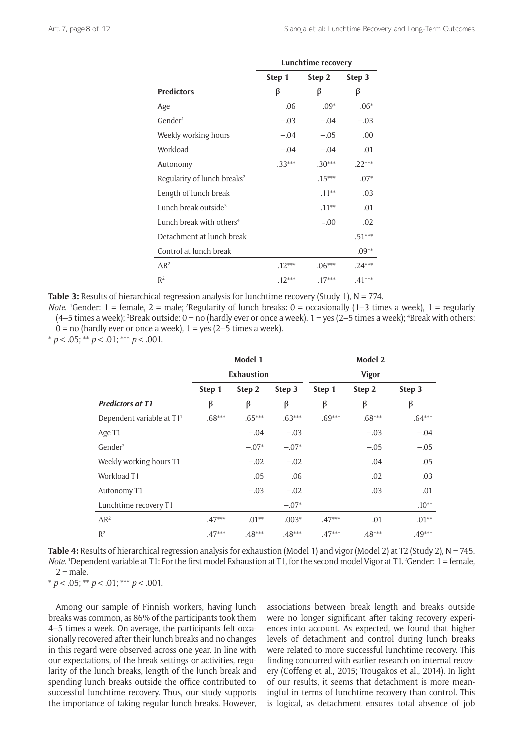| | Lunchtime recovery | | |
|---|---|---|---|
| | Step 1 | Step 2 | Step 3 |
| **Predictors** | β | β | β |
| Age | .06 | .09* | .06* |
| Gender[1] | −.03 | −.04 | −.03 |
| Weekly working hours | −.04 | −.05 | .00 |
| Workload | −.04 | −.04 | .01 |
| Autonomy | .33*** | .30*** | .22*** |
| Regularity of lunch breaks[2] | | .15*** | .07* |
| Length of lunch break | | .11** | .03 |
| Lunch break outside[3] | | .11** | .01 |
| Lunch break with others[4] | | −.00 | .02 |
| Detachment at lunch break | | | .51*** |
| Control at lunch break | | | .09** |
| $\Delta R^2$ | .12*** | .06*** | .24*** |
| $R^2$ | .12*** | .17*** | .41*** |

**Table 3:** Results of hierarchical regression analysis for lunchtime recovery (Study 1), N = 774.
*Note*. [1]Gender: 1 = female, 2 = male; [2]Regularity of lunch breaks: 0 = occasionally (1–3 times a week), 1 = regularly (4–5 times a week); [3]Break outside: 0 = no (hardly ever or once a week), 1 = yes (2–5 times a week); [4]Break with others: 0 = no (hardly ever or once a week), 1 = yes (2–5 times a week).
\* $p < .05$; \*\* $p < .01$; \*\*\* $p < .001$.

| | Model 1 | | | Model 2 | | |
|---|---|---|---|---|---|---|
| | Exhaustion | | | Vigor | | |
| | Step 1 | Step 2 | Step 3 | Step 1 | Step 2 | Step 3 |
| ***Predictors at T1*** | β | β | β | β | β | β |
| Dependent variable at T1[1] | .68*** | .65*** | .63*** | .69*** | .68*** | .64*** |
| Age T1 | | −.04 | −.03 | | −.03 | −.04 |
| Gender[2] | | −.07* | −.07* | | −.05 | −.05 |
| Weekly working hours T1 | | −.02 | −.02 | | .04 | .05 |
| Workload T1 | | .05 | .06 | | .02 | .03 |
| Autonomy T1 | | −.03 | −.02 | | .03 | .01 |
| Lunchtime recovery T1 | | | −.07* | | | .10** |
| $\Delta R^2$ | .47*** | .01** | .003* | .47*** | .01 | .01** |
| $R^2$ | .47*** | .48*** | .48*** | .47*** | .48*** | .49*** |

**Table 4:** Results of hierarchical regression analysis for exhaustion (Model 1) and vigor (Model 2) at T2 (Study 2), N = 745.
*Note*. [1]Dependent variable at T1: For the first model Exhaustion at T1, for the second model Vigor at T1. [2]Gender: 1 = female, 2 = male.
\* $p < .05$; \*\* $p < .01$; \*\*\* $p < .001$.

Among our sample of Finnish workers, having lunch breaks was common, as 86% of the participants took them 4–5 times a week. On average, the participants felt occasionally recovered after their lunch breaks and no changes in this regard were observed across one year. In line with our expectations, of the break settings or activities, regularity of the lunch breaks, length of the lunch break and spending lunch breaks outside the office contributed to successful lunchtime recovery. Thus, our study supports the importance of taking regular lunch breaks. However, associations between break length and breaks outside were no longer significant after taking recovery experiences into account. As expected, we found that higher levels of detachment and control during lunch breaks were related to more successful lunchtime recovery. This finding concurred with earlier research on internal recovery (Coffeng et al., 2015; Trougakos et al., 2014). In light of our results, it seems that detachment is more meaningful in terms of lunchtime recovery than control. This is logical, as detachment ensures total absence of job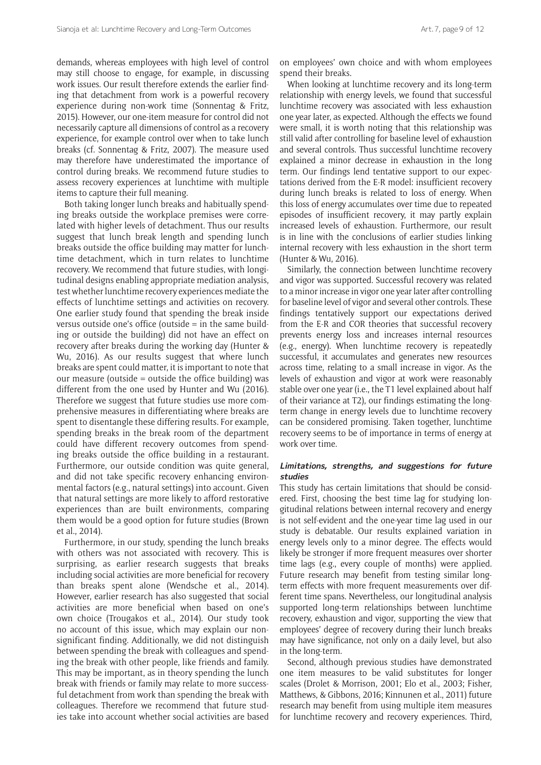demands, whereas employees with high level of control may still choose to engage, for example, in discussing work issues. Our result therefore extends the earlier finding that detachment from work is a powerful recovery experience during non-work time (Sonnentag & Fritz, 2015). However, our one-item measure for control did not necessarily capture all dimensions of control as a recovery experience, for example control over when to take lunch breaks (cf. Sonnentag & Fritz, 2007). The measure used may therefore have underestimated the importance of control during breaks. We recommend future studies to assess recovery experiences at lunchtime with multiple items to capture their full meaning.

Both taking longer lunch breaks and habitually spending breaks outside the workplace premises were correlated with higher levels of detachment. Thus our results suggest that lunch break length and spending lunch breaks outside the office building may matter for lunchtime detachment, which in turn relates to lunchtime recovery. We recommend that future studies, with longitudinal designs enabling appropriate mediation analysis, test whether lunchtime recovery experiences mediate the effects of lunchtime settings and activities on recovery. One earlier study found that spending the break inside versus outside one's office (outside = in the same building or outside the building) did not have an effect on recovery after breaks during the working day (Hunter & Wu, 2016). As our results suggest that where lunch breaks are spent could matter, it is important to note that our measure (outside = outside the office building) was different from the one used by Hunter and Wu (2016). Therefore we suggest that future studies use more comprehensive measures in differentiating where breaks are spent to disentangle these differing results. For example, spending breaks in the break room of the department could have different recovery outcomes from spending breaks outside the office building in a restaurant. Furthermore, our outside condition was quite general, and did not take specific recovery enhancing environmental factors (e.g., natural settings) into account. Given that natural settings are more likely to afford restorative experiences than are built environments, comparing them would be a good option for future studies (Brown et al., 2014).

Furthermore, in our study, spending the lunch breaks with others was not associated with recovery. This is surprising, as earlier research suggests that breaks including social activities are more beneficial for recovery than breaks spent alone (Wendsche et al., 2014). However, earlier research has also suggested that social activities are more beneficial when based on one's own choice (Trougakos et al., 2014). Our study took no account of this issue, which may explain our nonsignificant finding. Additionally, we did not distinguish between spending the break with colleagues and spending the break with other people, like friends and family. This may be important, as in theory spending the lunch break with friends or family may relate to more successful detachment from work than spending the break with colleagues. Therefore we recommend that future studies take into account whether social activities are based on employees' own choice and with whom employees spend their breaks.

When looking at lunchtime recovery and its long-term relationship with energy levels, we found that successful lunchtime recovery was associated with less exhaustion one year later, as expected. Although the effects we found were small, it is worth noting that this relationship was still valid after controlling for baseline level of exhaustion and several controls. Thus successful lunchtime recovery explained a minor decrease in exhaustion in the long term. Our findings lend tentative support to our expectations derived from the E-R model: insufficient recovery during lunch breaks is related to loss of energy. When this loss of energy accumulates over time due to repeated episodes of insufficient recovery, it may partly explain increased levels of exhaustion. Furthermore, our result is in line with the conclusions of earlier studies linking internal recovery with less exhaustion in the short term (Hunter & Wu, 2016).

Similarly, the connection between lunchtime recovery and vigor was supported. Successful recovery was related to a minor increase in vigor one year later after controlling for baseline level of vigor and several other controls. These findings tentatively support our expectations derived from the E-R and COR theories that successful recovery prevents energy loss and increases internal resources (e.g., energy). When lunchtime recovery is repeatedly successful, it accumulates and generates new resources across time, relating to a small increase in vigor. As the levels of exhaustion and vigor at work were reasonably stable over one year (i.e., the T1 level explained about half of their variance at T2), our findings estimating the long-term change in energy levels due to lunchtime recovery can be considered promising. Taken together, lunchtime recovery seems to be of importance in terms of energy at work over time.

#### Limitations, strengths, and suggestions for future studies

This study has certain limitations that should be considered. First, choosing the best time lag for studying longitudinal relations between internal recovery and energy is not self-evident and the one-year time lag used in our study is debatable. Our results explained variation in energy levels only to a minor degree. The effects would likely be stronger if more frequent measures over shorter time lags (e.g., every couple of months) were applied. Future research may benefit from testing similar long-term effects with more frequent measurements over different time spans. Nevertheless, our longitudinal analysis supported long-term relationships between lunchtime recovery, exhaustion and vigor, supporting the view that employees' degree of recovery during their lunch breaks may have significance, not only on a daily level, but also in the long-term.

Second, although previous studies have demonstrated one item measures to be valid substitutes for longer scales (Drolet & Morrison, 2001; Elo et al., 2003; Fisher, Matthews, & Gibbons, 2016; Kinnunen et al., 2011) future research may benefit from using multiple item measures for lunchtime recovery and recovery experiences. Third,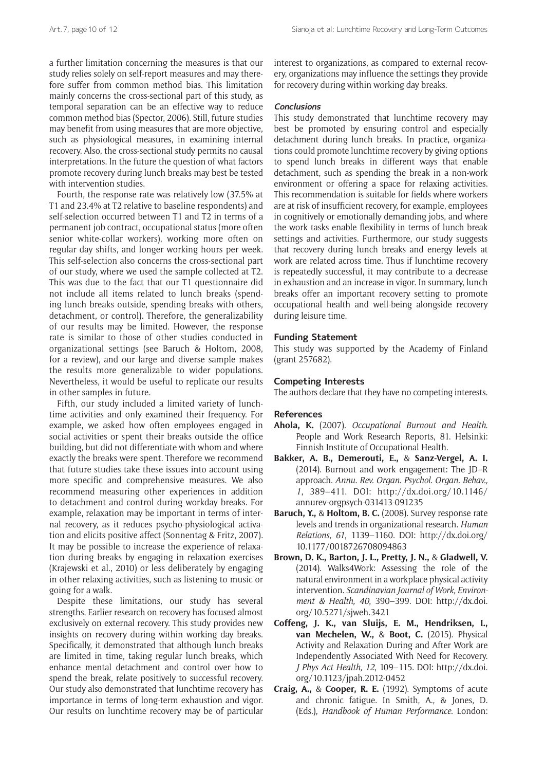a further limitation concerning the measures is that our study relies solely on self-report measures and may therefore suffer from common method bias. This limitation mainly concerns the cross-sectional part of this study, as temporal separation can be an effective way to reduce common method bias (Spector, 2006). Still, future studies may benefit from using measures that are more objective, such as physiological measures, in examining internal recovery. Also, the cross-sectional study permits no causal interpretations. In the future the question of what factors promote recovery during lunch breaks may best be tested with intervention studies.

Fourth, the response rate was relatively low (37.5% at T1 and 23.4% at T2 relative to baseline respondents) and self-selection occurred between T1 and T2 in terms of a permanent job contract, occupational status (more often senior white-collar workers), working more often on regular day shifts, and longer working hours per week. This self-selection also concerns the cross-sectional part of our study, where we used the sample collected at T2. This was due to the fact that our T1 questionnaire did not include all items related to lunch breaks (spending lunch breaks outside, spending breaks with others, detachment, or control). Therefore, the generalizability of our results may be limited. However, the response rate is similar to those of other studies conducted in organizational settings (see Baruch & Holtom, 2008, for a review), and our large and diverse sample makes the results more generalizable to wider populations. Nevertheless, it would be useful to replicate our results in other samples in future.

Fifth, our study included a limited variety of lunchtime activities and only examined their frequency. For example, we asked how often employees engaged in social activities or spent their breaks outside the office building, but did not differentiate with whom and where exactly the breaks were spent. Therefore we recommend that future studies take these issues into account using more specific and comprehensive measures. We also recommend measuring other experiences in addition to detachment and control during workday breaks. For example, relaxation may be important in terms of internal recovery, as it reduces psycho-physiological activation and elicits positive affect (Sonnentag & Fritz, 2007). It may be possible to increase the experience of relaxation during breaks by engaging in relaxation exercises (Krajewski et al., 2010) or less deliberately by engaging in other relaxing activities, such as listening to music or going for a walk.

Despite these limitations, our study has several strengths. Earlier research on recovery has focused almost exclusively on external recovery. This study provides new insights on recovery during within working day breaks. Specifically, it demonstrated that although lunch breaks are limited in time, taking regular lunch breaks, which enhance mental detachment and control over how to spend the break, relate positively to successful recovery. Our study also demonstrated that lunchtime recovery has importance in terms of long-term exhaustion and vigor. Our results on lunchtime recovery may be of particular interest to organizations, as compared to external recovery, organizations may influence the settings they provide for recovery during within working day breaks.

### *Conclusions*

This study demonstrated that lunchtime recovery may best be promoted by ensuring control and especially detachment during lunch breaks. In practice, organizations could promote lunchtime recovery by giving options to spend lunch breaks in different ways that enable detachment, such as spending the break in a non-work environment or offering a space for relaxing activities. This recommendation is suitable for fields where workers are at risk of insufficient recovery, for example, employees in cognitively or emotionally demanding jobs, and where the work tasks enable flexibility in terms of lunch break settings and activities. Furthermore, our study suggests that recovery during lunch breaks and energy levels at work are related across time. Thus if lunchtime recovery is repeatedly successful, it may contribute to a decrease in exhaustion and an increase in vigor. In summary, lunch breaks offer an important recovery setting to promote occupational health and well-being alongside recovery during leisure time.

## Funding Statement

This study was supported by the Academy of Finland (grant 257682).

## Competing Interests

The authors declare that they have no competing interests.

## References

**Ahola, K.** (2007). *Occupational Burnout and Health*. People and Work Research Reports, 81. Helsinki: Finnish Institute of Occupational Health.

**Bakker, A. B., Demerouti, E.,** & **Sanz-Vergel, A. I.** (2014). Burnout and work engagement: The JD–R approach. *Annu. Rev. Organ. Psychol. Organ. Behav., 1*, 389–411. DOI: http://dx.doi.org/10.1146/annurev-orgpsych-031413-091235

**Baruch, Y.,** & **Holtom, B. C.** (2008). Survey response rate levels and trends in organizational research. *Human Relations, 61*, 1139–1160. DOI: http://dx.doi.org/10.1177/0018726708094863

**Brown, D. K., Barton, J. L., Pretty, J. N.,** & **Gladwell, V.** (2014). Walks4Work: Assessing the role of the natural environment in a workplace physical activity intervention. *Scandinavian Journal of Work, Environment & Health, 40*, 390–399. DOI: http://dx.doi.org/10.5271/sjweh.3421

**Coffeng, J. K., van Sluijs, E. M., Hendriksen, I., van Mechelen, W.,** & **Boot, C.** (2015). Physical Activity and Relaxation During and After Work are Independently Associated With Need for Recovery. *J Phys Act Health, 12*, 109–115. DOI: http://dx.doi.org/10.1123/jpah.2012-0452

**Craig, A.,** & **Cooper, R. E.** (1992). Symptoms of acute and chronic fatigue. In Smith, A., & Jones, D. (Eds.), *Handbook of Human Performance*. London: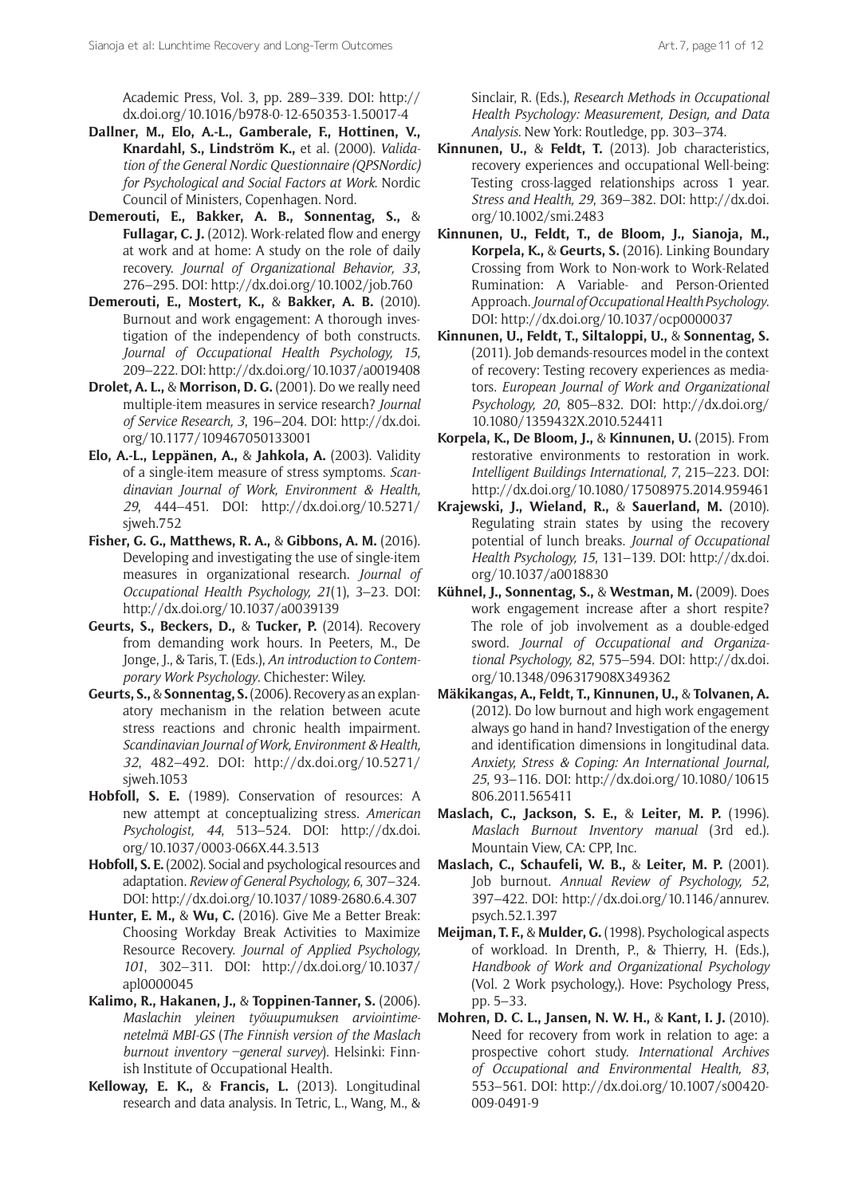Academic Press, Vol. 3, pp. 289–339. DOI: http://dx.doi.org/10.1016/b978-0-12-650353-1.50017-4

**Dallner, M., Elo, A.-L., Gamberale, F., Hottinen, V., Knardahl, S., Lindström K.,** et al. (2000). *Validation of the General Nordic Questionnaire (QPSNordic) for Psychological and Social Factors at Work.* Nordic Council of Ministers, Copenhagen. Nord.

**Demerouti, E., Bakker, A. B., Sonnentag, S.,** & **Fullagar, C. J.** (2012). Work-related flow and energy at work and at home: A study on the role of daily recovery. *Journal of Organizational Behavior, 33*, 276–295. DOI: http://dx.doi.org/10.1002/job.760

**Demerouti, E., Mostert, K.,** & **Bakker, A. B.** (2010). Burnout and work engagement: A thorough investigation of the independency of both constructs. *Journal of Occupational Health Psychology, 15*, 209–222. DOI: http://dx.doi.org/10.1037/a0019408

**Drolet, A. L.,** & **Morrison, D. G.** (2001). Do we really need multiple-item measures in service research? *Journal of Service Research, 3*, 196–204. DOI: http://dx.doi.org/10.1177/109467050133001

**Elo, A.-L., Leppänen, A.,** & **Jahkola, A.** (2003). Validity of a single-item measure of stress symptoms. *Scandinavian Journal of Work, Environment & Health, 29*, 444–451. DOI: http://dx.doi.org/10.5271/sjweh.752

**Fisher, G. G., Matthews, R. A.,** & **Gibbons, A. M.** (2016). Developing and investigating the use of single-item measures in organizational research. *Journal of Occupational Health Psychology, 21*(1), 3–23. DOI: http://dx.doi.org/10.1037/a0039139

**Geurts, S., Beckers, D.,** & **Tucker, P.** (2014). Recovery from demanding work hours. In Peeters, M., De Jonge, J., & Taris, T. (Eds.), *An introduction to Contemporary Work Psychology*. Chichester: Wiley.

**Geurts, S.,** & **Sonnentag, S.** (2006). Recovery as an explanatory mechanism in the relation between acute stress reactions and chronic health impairment. *Scandinavian Journal of Work, Environment & Health, 32*, 482–492. DOI: http://dx.doi.org/10.5271/sjweh.1053

**Hobfoll, S. E.** (1989). Conservation of resources: A new attempt at conceptualizing stress. *American Psychologist, 44*, 513–524. DOI: http://dx.doi.org/10.1037/0003-066X.44.3.513

**Hobfoll, S. E.** (2002). Social and psychological resources and adaptation. *Review of General Psychology, 6*, 307–324. DOI: http://dx.doi.org/10.1037/1089-2680.6.4.307

**Hunter, E. M.,** & **Wu, C.** (2016). Give Me a Better Break: Choosing Workday Break Activities to Maximize Resource Recovery. *Journal of Applied Psychology, 101*, 302–311. DOI: http://dx.doi.org/10.1037/apl0000045

**Kalimo, R., Hakanen, J.,** & **Toppinen-Tanner, S.** (2006). *Maslachin yleinen työuupumuksen arviointimenetelmä MBI-GS* (*The Finnish version of the Maslach burnout inventory –general survey*). Helsinki: Finnish Institute of Occupational Health.

**Kelloway, E. K.,** & **Francis, L.** (2013). Longitudinal research and data analysis. In Tetric, L., Wang, M., & Sinclair, R. (Eds.), *Research Methods in Occupational Health Psychology: Measurement, Design, and Data Analysis*. New York: Routledge, pp. 303–374.

**Kinnunen, U.,** & **Feldt, T.** (2013). Job characteristics, recovery experiences and occupational Well-being: Testing cross-lagged relationships across 1 year. *Stress and Health, 29*, 369–382. DOI: http://dx.doi.org/10.1002/smi.2483

**Kinnunen, U., Feldt, T., de Bloom, J., Sianoja, M., Korpela, K.,** & **Geurts, S.** (2016). Linking Boundary Crossing from Work to Non-work to Work-Related Rumination: A Variable- and Person-Oriented Approach. *Journal of Occupational Health Psychology*. DOI: http://dx.doi.org/10.1037/ocp0000037

**Kinnunen, U., Feldt, T., Siltaloppi, U.,** & **Sonnentag, S.** (2011). Job demands-resources model in the context of recovery: Testing recovery experiences as mediators. *European Journal of Work and Organizational Psychology, 20*, 805–832. DOI: http://dx.doi.org/10.1080/1359432X.2010.524411

**Korpela, K., De Bloom, J.,** & **Kinnunen, U.** (2015). From restorative environments to restoration in work. *Intelligent Buildings International, 7*, 215–223. DOI: http://dx.doi.org/10.1080/17508975.2014.959461

**Krajewski, J., Wieland, R.,** & **Sauerland, M.** (2010). Regulating strain states by using the recovery potential of lunch breaks. *Journal of Occupational Health Psychology, 15*, 131–139. DOI: http://dx.doi.org/10.1037/a0018830

**Kühnel, J., Sonnentag, S.,** & **Westman, M.** (2009). Does work engagement increase after a short respite? The role of job involvement as a double-edged sword. *Journal of Occupational and Organizational Psychology, 82*, 575–594. DOI: http://dx.doi.org/10.1348/096317908X349362

**Mäkikangas, A., Feldt, T., Kinnunen, U.,** & **Tolvanen, A.** (2012). Do low burnout and high work engagement always go hand in hand? Investigation of the energy and identification dimensions in longitudinal data. *Anxiety, Stress & Coping: An International Journal, 25*, 93–116. DOI: http://dx.doi.org/10.1080/10615806.2011.565411

**Maslach, C., Jackson, S. E.,** & **Leiter, M. P.** (1996). *Maslach Burnout Inventory manual* (3rd ed.). Mountain View, CA: CPP, Inc.

**Maslach, C., Schaufeli, W. B.,** & **Leiter, M. P.** (2001). Job burnout. *Annual Review of Psychology, 52*, 397–422. DOI: http://dx.doi.org/10.1146/annurev.psych.52.1.397

**Meijman, T. F.,** & **Mulder, G.** (1998). Psychological aspects of workload. In Drenth, P., & Thierry, H. (Eds.), *Handbook of Work and Organizational Psychology* (Vol. 2 Work psychology,). Hove: Psychology Press, pp. 5–33.

**Mohren, D. C. L., Jansen, N. W. H.,** & **Kant, I. J.** (2010). Need for recovery from work in relation to age: a prospective cohort study. *International Archives of Occupational and Environmental Health, 83*, 553–561. DOI: http://dx.doi.org/10.1007/s00420-009-0491-9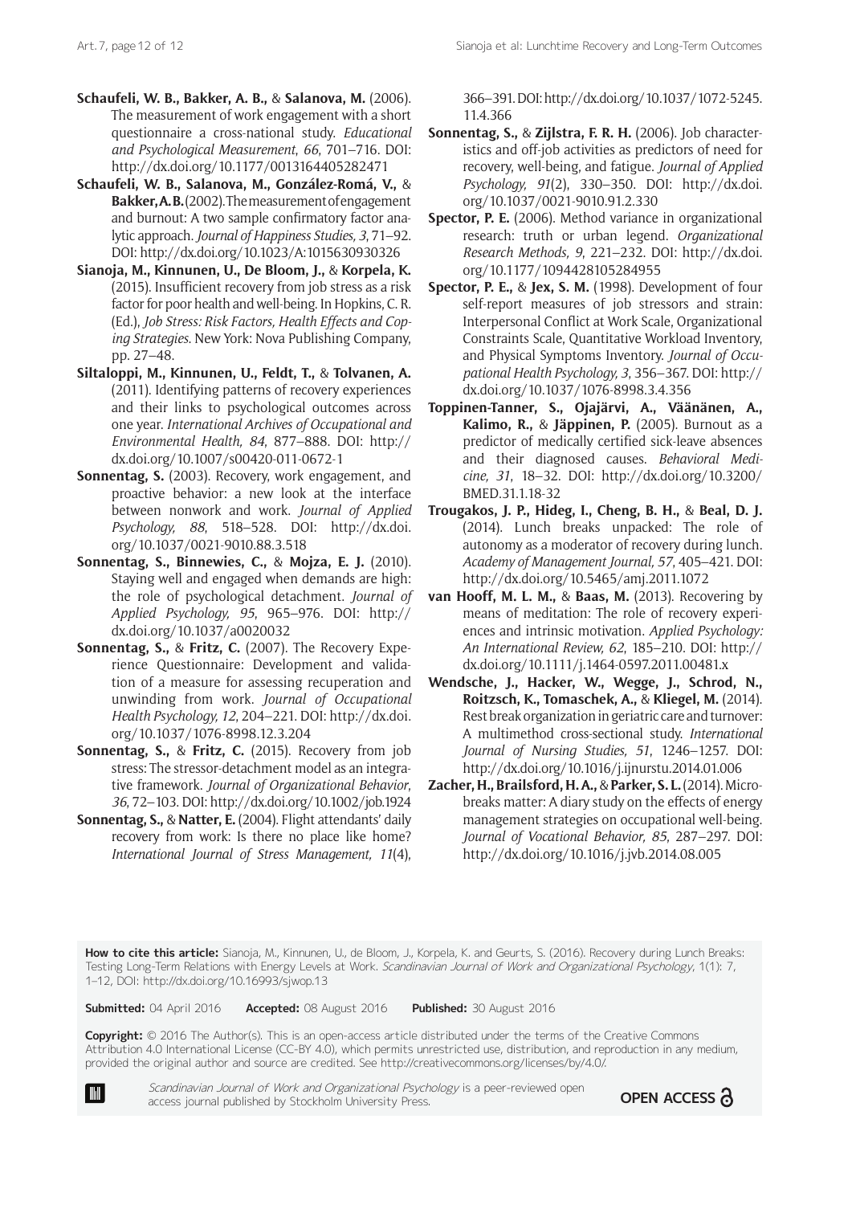**Schaufeli, W. B., Bakker, A. B.,** & **Salanova, M.** (2006). The measurement of work engagement with a short questionnaire a cross-national study. *Educational and Psychological Measurement*, *66*, 701–716. DOI: http://dx.doi.org/10.1177/0013164405282471

**Schaufeli, W. B., Salanova, M., González-Romá, V.,** & **Bakker, A. B.** (2002). The measurement of engagement and burnout: A two sample confirmatory factor analytic approach. *Journal of Happiness Studies, 3*, 71–92. DOI: http://dx.doi.org/10.1023/A:1015630930326

**Sianoja, M., Kinnunen, U., De Bloom, J.,** & **Korpela, K.** (2015). Insufficient recovery from job stress as a risk factor for poor health and well-being. In Hopkins, C. R. (Ed.), *Job Stress: Risk Factors, Health Effects and Coping Strategies*. New York: Nova Publishing Company, pp. 27–48.

**Siltaloppi, M., Kinnunen, U., Feldt, T.,** & **Tolvanen, A.** (2011). Identifying patterns of recovery experiences and their links to psychological outcomes across one year. *International Archives of Occupational and Environmental Health, 84*, 877–888. DOI: http://dx.doi.org/10.1007/s00420-011-0672-1

**Sonnentag, S.** (2003). Recovery, work engagement, and proactive behavior: a new look at the interface between nonwork and work. *Journal of Applied Psychology, 88*, 518–528. DOI: http://dx.doi.org/10.1037/0021-9010.88.3.518

**Sonnentag, S., Binnewies, C.,** & **Mojza, E. J.** (2010). Staying well and engaged when demands are high: the role of psychological detachment. *Journal of Applied Psychology, 95*, 965–976. DOI: http://dx.doi.org/10.1037/a0020032

**Sonnentag, S.,** & **Fritz, C.** (2007). The Recovery Experience Questionnaire: Development and validation of a measure for assessing recuperation and unwinding from work. *Journal of Occupational Health Psychology, 12*, 204–221. DOI: http://dx.doi.org/10.1037/1076-8998.12.3.204

**Sonnentag, S.,** & **Fritz, C.** (2015). Recovery from job stress: The stressor-detachment model as an integrative framework. *Journal of Organizational Behavior, 36*, 72–103. DOI: http://dx.doi.org/10.1002/job.1924

**Sonnentag, S.,** & **Natter, E.** (2004). Flight attendants' daily recovery from work: Is there no place like home? *International Journal of Stress Management, 11*(4), 366–391. DOI: http://dx.doi.org/10.1037/1072-5245.11.4.366

**Sonnentag, S.,** & **Zijlstra, F. R. H.** (2006). Job characteristics and off-job activities as predictors of need for recovery, well-being, and fatigue. *Journal of Applied Psychology, 91*(2), 330–350. DOI: http://dx.doi.org/10.1037/0021-9010.91.2.330

**Spector, P. E.** (2006). Method variance in organizational research: truth or urban legend. *Organizational Research Methods, 9*, 221–232. DOI: http://dx.doi.org/10.1177/1094428105284955

**Spector, P. E.,** & **Jex, S. M.** (1998). Development of four self-report measures of job stressors and strain: Interpersonal Conflict at Work Scale, Organizational Constraints Scale, Quantitative Workload Inventory, and Physical Symptoms Inventory. *Journal of Occupational Health Psychology, 3*, 356–367. DOI: http://dx.doi.org/10.1037/1076-8998.3.4.356

**Toppinen-Tanner, S., Ojajärvi, A., Väänänen, A., Kalimo, R.,** & **Jäppinen, P.** (2005). Burnout as a predictor of medically certified sick-leave absences and their diagnosed causes. *Behavioral Medicine, 31*, 18–32. DOI: http://dx.doi.org/10.3200/BMED.31.1.18-32

**Trougakos, J. P., Hideg, I., Cheng, B. H.,** & **Beal, D. J.** (2014). Lunch breaks unpacked: The role of autonomy as a moderator of recovery during lunch. *Academy of Management Journal, 57*, 405–421. DOI: http://dx.doi.org/10.5465/amj.2011.1072

**van Hooff, M. L. M.,** & **Baas, M.** (2013). Recovering by means of meditation: The role of recovery experiences and intrinsic motivation. *Applied Psychology: An International Review, 62*, 185–210. DOI: http://dx.doi.org/10.1111/j.1464-0597.2011.00481.x

**Wendsche, J., Hacker, W., Wegge, J., Schrod, N., Roitzsch, K., Tomaschek, A.,** & **Kliegel, M.** (2014). Rest break organization in geriatric care and turnover: A multimethod cross-sectional study. *International Journal of Nursing Studies, 51*, 1246–1257. DOI: http://dx.doi.org/10.1016/j.ijnurstu.2014.01.006

**Zacher, H., Brailsford, H. A.,** & **Parker, S. L.** (2014). Micro-breaks matter: A diary study on the effects of energy management strategies on occupational well-being. *Journal of Vocational Behavior, 85*, 287–297. DOI: http://dx.doi.org/10.1016/j.jvb.2014.08.005

**How to cite this article:** Sianoja, M., Kinnunen, U., de Bloom, J., Korpela, K. and Geurts, S. (2016). Recovery during Lunch Breaks: Testing Long-Term Relations with Energy Levels at Work. *Scandinavian Journal of Work and Organizational Psychology*, 1(1): 7, 1–12, DOI: http://dx.doi.org/10.16993/sjwop.13

**Submitted:** 04 April 2016 **Accepted:** 08 August 2016 **Published:** 30 August 2016

**Copyright:** © 2016 The Author(s). This is an open-access article distributed under the terms of the Creative Commons Attribution 4.0 International License (CC-BY 4.0), which permits unrestricted use, distribution, and reproduction in any medium, provided the original author and source are credited. See http://creativecommons.org/licenses/by/4.0/.

*Scandinavian Journal of Work and Organizational Psychology* is a peer-reviewed open access journal published by Stockholm University Press.

**OPEN ACCESS**